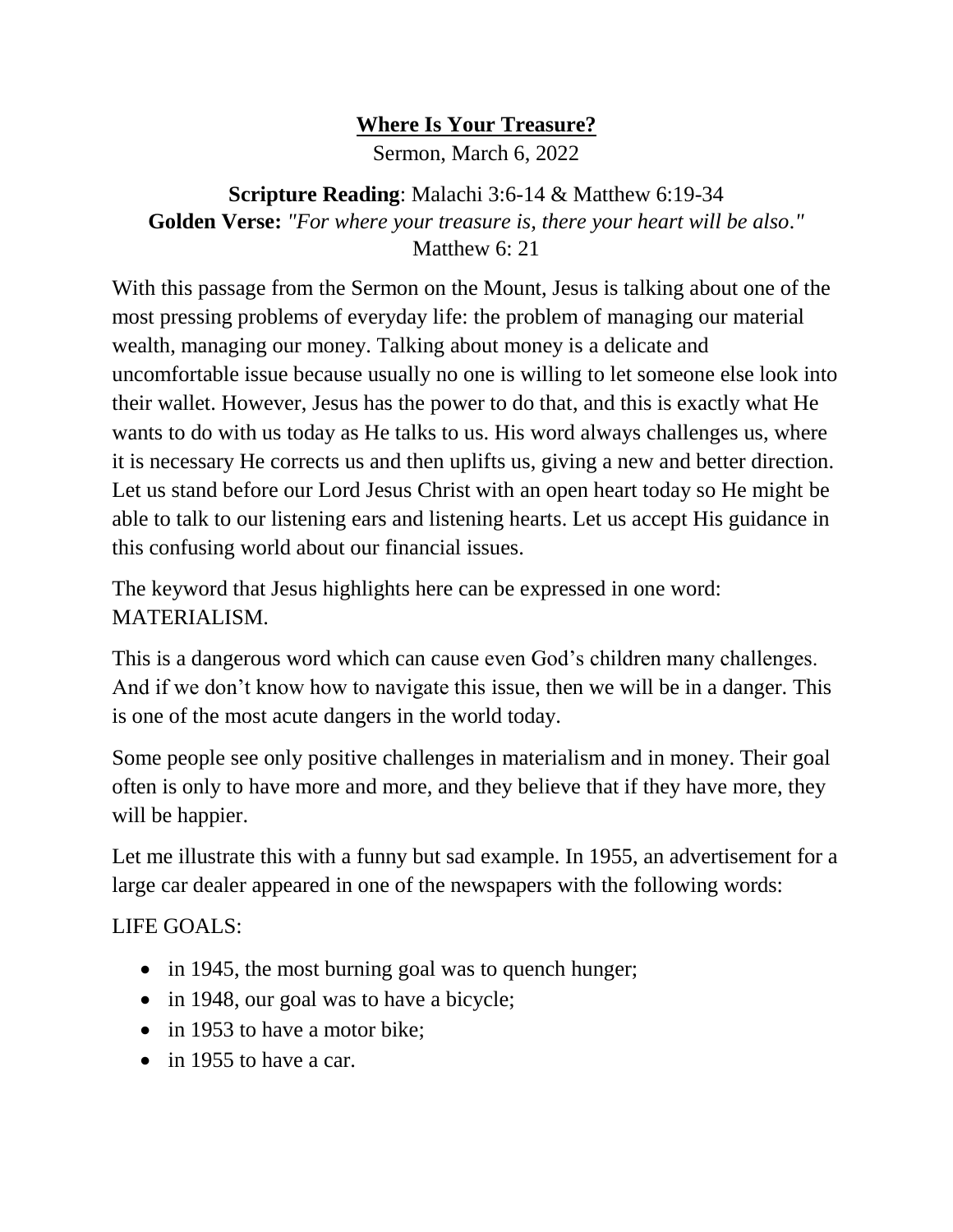# **Where Is Your Treasure?**

Sermon, March 6, 2022

**Scripture Reading**: Malachi 3:6-14 & Matthew 6:19-34
**Golden Verse:** *"For where your treasure is, there your heart will be also."*
Matthew 6: 21

With this passage from the Sermon on the Mount, Jesus is talking about one of the most pressing problems of everyday life: the problem of managing our material wealth, managing our money. Talking about money is a delicate and uncomfortable issue because usually no one is willing to let someone else look into their wallet. However, Jesus has the power to do that, and this is exactly what He wants to do with us today as He talks to us. His word always challenges us, where it is necessary He corrects us and then uplifts us, giving a new and better direction. Let us stand before our Lord Jesus Christ with an open heart today so He might be able to talk to our listening ears and listening hearts. Let us accept His guidance in this confusing world about our financial issues.

The keyword that Jesus highlights here can be expressed in one word: MATERIALISM.

This is a dangerous word which can cause even God's children many challenges. And if we don't know how to navigate this issue, then we will be in a danger. This is one of the most acute dangers in the world today.

Some people see only positive challenges in materialism and in money. Their goal often is only to have more and more, and they believe that if they have more, they will be happier.

Let me illustrate this with a funny but sad example. In 1955, an advertisement for a large car dealer appeared in one of the newspapers with the following words:

LIFE GOALS:

- in 1945, the most burning goal was to quench hunger;
- in 1948, our goal was to have a bicycle;
- in 1953 to have a motor bike;
- in 1955 to have a car.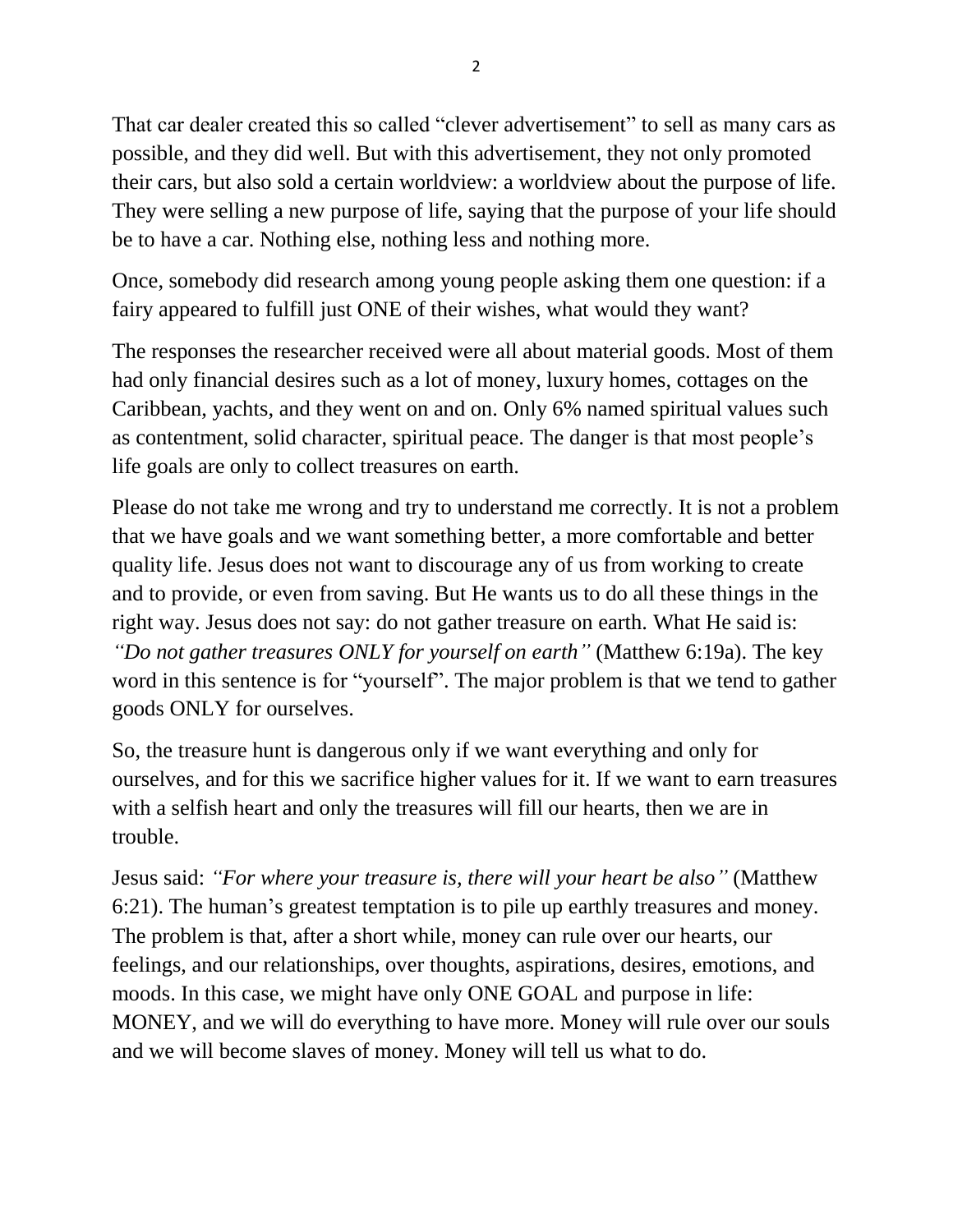That car dealer created this so called "clever advertisement" to sell as many cars as possible, and they did well. But with this advertisement, they not only promoted their cars, but also sold a certain worldview: a worldview about the purpose of life. They were selling a new purpose of life, saying that the purpose of your life should be to have a car. Nothing else, nothing less and nothing more.

Once, somebody did research among young people asking them one question: if a fairy appeared to fulfill just ONE of their wishes, what would they want?

The responses the researcher received were all about material goods. Most of them had only financial desires such as a lot of money, luxury homes, cottages on the Caribbean, yachts, and they went on and on. Only 6% named spiritual values such as contentment, solid character, spiritual peace. The danger is that most people's life goals are only to collect treasures on earth.

Please do not take me wrong and try to understand me correctly. It is not a problem that we have goals and we want something better, a more comfortable and better quality life. Jesus does not want to discourage any of us from working to create and to provide, or even from saving. But He wants us to do all these things in the right way. Jesus does not say: do not gather treasure on earth. What He said is: *"Do not gather treasures ONLY for yourself on earth"* (Matthew 6:19a). The key word in this sentence is for "yourself". The major problem is that we tend to gather goods ONLY for ourselves.

So, the treasure hunt is dangerous only if we want everything and only for ourselves, and for this we sacrifice higher values for it. If we want to earn treasures with a selfish heart and only the treasures will fill our hearts, then we are in trouble.

Jesus said: *"For where your treasure is, there will your heart be also"* (Matthew 6:21). The human's greatest temptation is to pile up earthly treasures and money. The problem is that, after a short while, money can rule over our hearts, our feelings, and our relationships, over thoughts, aspirations, desires, emotions, and moods. In this case, we might have only ONE GOAL and purpose in life: MONEY, and we will do everything to have more. Money will rule over our souls and we will become slaves of money. Money will tell us what to do.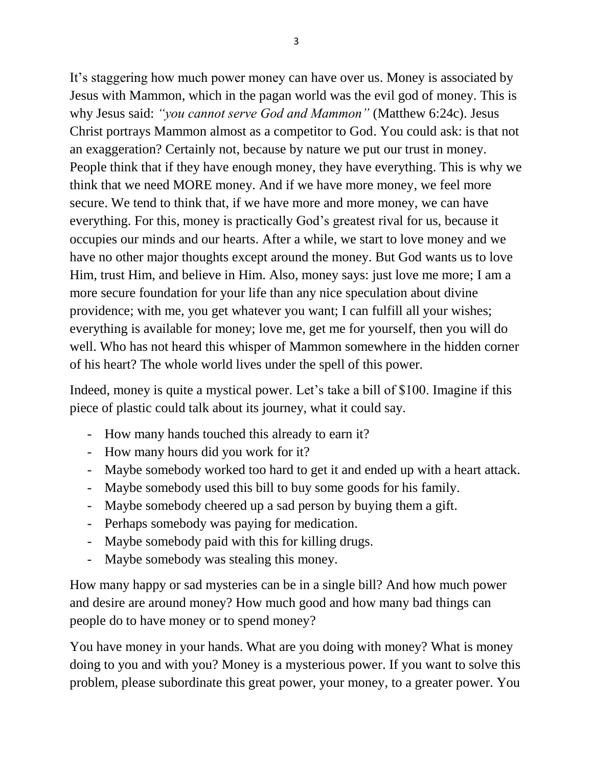It's staggering how much power money can have over us. Money is associated by Jesus with Mammon, which in the pagan world was the evil god of money. This is why Jesus said: *"you cannot serve God and Mammon"* (Matthew 6:24c). Jesus Christ portrays Mammon almost as a competitor to God. You could ask: is that not an exaggeration? Certainly not, because by nature we put our trust in money. People think that if they have enough money, they have everything. This is why we think that we need MORE money. And if we have more money, we feel more secure. We tend to think that, if we have more and more money, we can have everything. For this, money is practically God's greatest rival for us, because it occupies our minds and our hearts. After a while, we start to love money and we have no other major thoughts except around the money. But God wants us to love Him, trust Him, and believe in Him. Also, money says: just love me more; I am a more secure foundation for your life than any nice speculation about divine providence; with me, you get whatever you want; I can fulfill all your wishes; everything is available for money; love me, get me for yourself, then you will do well. Who has not heard this whisper of Mammon somewhere in the hidden corner of his heart? The whole world lives under the spell of this power.

Indeed, money is quite a mystical power. Let's take a bill of $100. Imagine if this piece of plastic could talk about its journey, what it could say.

- How many hands touched this already to earn it?
- How many hours did you work for it?
- Maybe somebody worked too hard to get it and ended up with a heart attack.
- Maybe somebody used this bill to buy some goods for his family.
- Maybe somebody cheered up a sad person by buying them a gift.
- Perhaps somebody was paying for medication.
- Maybe somebody paid with this for killing drugs.
- Maybe somebody was stealing this money.

How many happy or sad mysteries can be in a single bill? And how much power and desire are around money? How much good and how many bad things can people do to have money or to spend money?

You have money in your hands. What are you doing with money? What is money doing to you and with you? Money is a mysterious power. If you want to solve this problem, please subordinate this great power, your money, to a greater power. You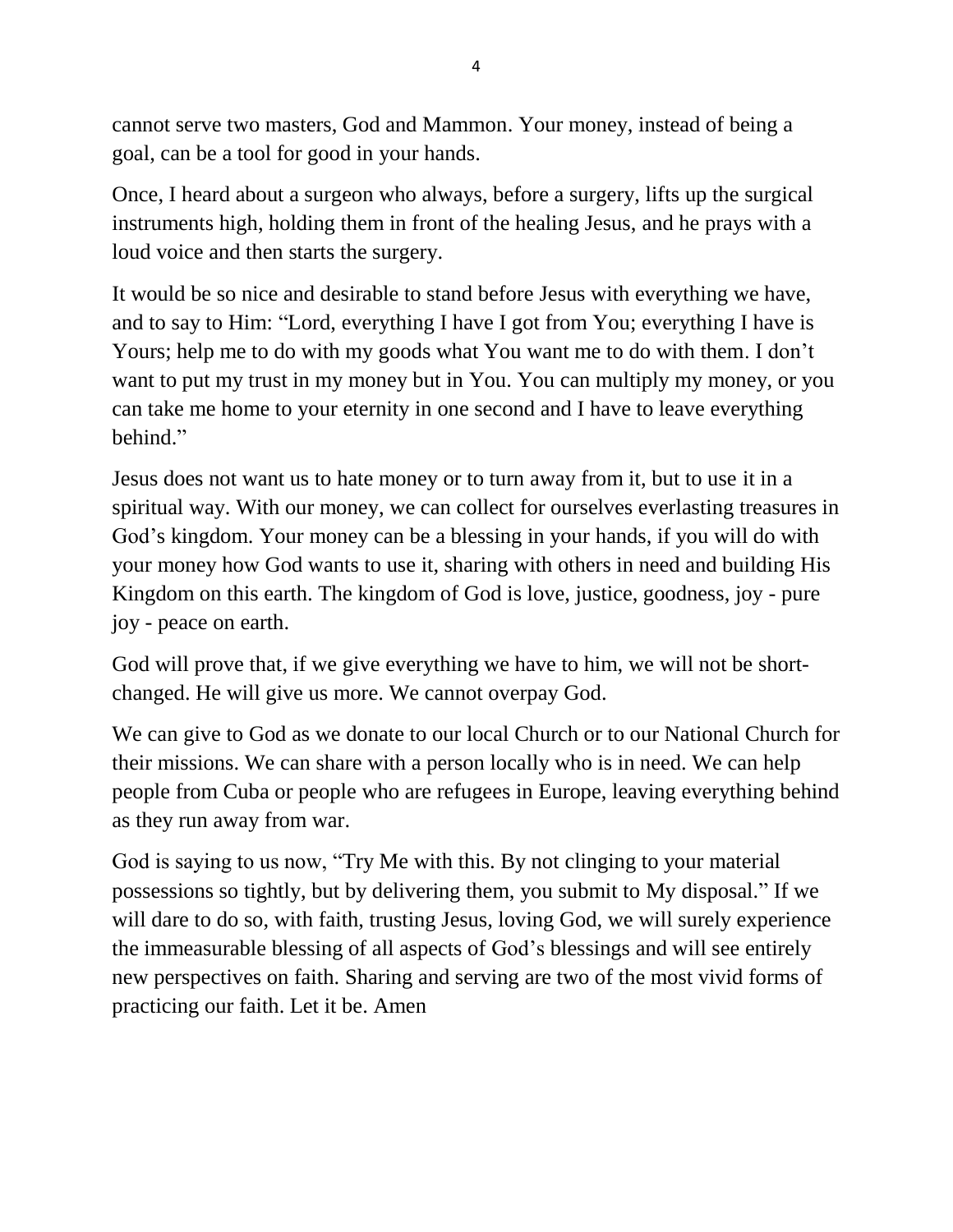cannot serve two masters, God and Mammon. Your money, instead of being a goal, can be a tool for good in your hands.

Once, I heard about a surgeon who always, before a surgery, lifts up the surgical instruments high, holding them in front of the healing Jesus, and he prays with a loud voice and then starts the surgery.

It would be so nice and desirable to stand before Jesus with everything we have, and to say to Him: "Lord, everything I have I got from You; everything I have is Yours; help me to do with my goods what You want me to do with them. I don't want to put my trust in my money but in You. You can multiply my money, or you can take me home to your eternity in one second and I have to leave everything behind."

Jesus does not want us to hate money or to turn away from it, but to use it in a spiritual way. With our money, we can collect for ourselves everlasting treasures in God's kingdom. Your money can be a blessing in your hands, if you will do with your money how God wants to use it, sharing with others in need and building His Kingdom on this earth. The kingdom of God is love, justice, goodness, joy - pure joy - peace on earth.

God will prove that, if we give everything we have to him, we will not be short-changed. He will give us more. We cannot overpay God.

We can give to God as we donate to our local Church or to our National Church for their missions. We can share with a person locally who is in need. We can help people from Cuba or people who are refugees in Europe, leaving everything behind as they run away from war.

God is saying to us now, "Try Me with this. By not clinging to your material possessions so tightly, but by delivering them, you submit to My disposal." If we will dare to do so, with faith, trusting Jesus, loving God, we will surely experience the immeasurable blessing of all aspects of God's blessings and will see entirely new perspectives on faith. Sharing and serving are two of the most vivid forms of practicing our faith. Let it be. Amen